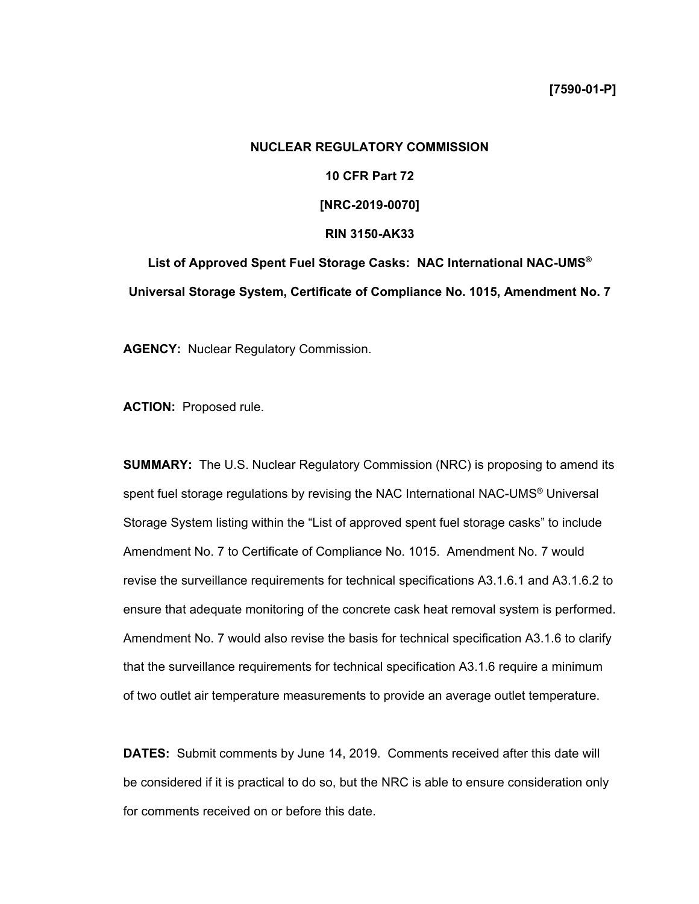**[7590-01-P]**

**NUCLEAR REGULATORY COMMISSION**

**10 CFR Part 72**

**[NRC-2019-0070]**

**RIN 3150-AK33**

# List of Approved Spent Fuel Storage Casks: NAC International NAC-UMS® Universal Storage System, Certificate of Compliance No. 1015, Amendment No. 7

**AGENCY:** Nuclear Regulatory Commission.

**ACTION:** Proposed rule.

**SUMMARY:** The U.S. Nuclear Regulatory Commission (NRC) is proposing to amend its spent fuel storage regulations by revising the NAC International NAC-UMS® Universal Storage System listing within the "List of approved spent fuel storage casks" to include Amendment No. 7 to Certificate of Compliance No. 1015. Amendment No. 7 would revise the surveillance requirements for technical specifications A3.1.6.1 and A3.1.6.2 to ensure that adequate monitoring of the concrete cask heat removal system is performed. Amendment No. 7 would also revise the basis for technical specification A3.1.6 to clarify that the surveillance requirements for technical specification A3.1.6 require a minimum of two outlet air temperature measurements to provide an average outlet temperature.

**DATES:** Submit comments by June 14, 2019. Comments received after this date will be considered if it is practical to do so, but the NRC is able to ensure consideration only for comments received on or before this date.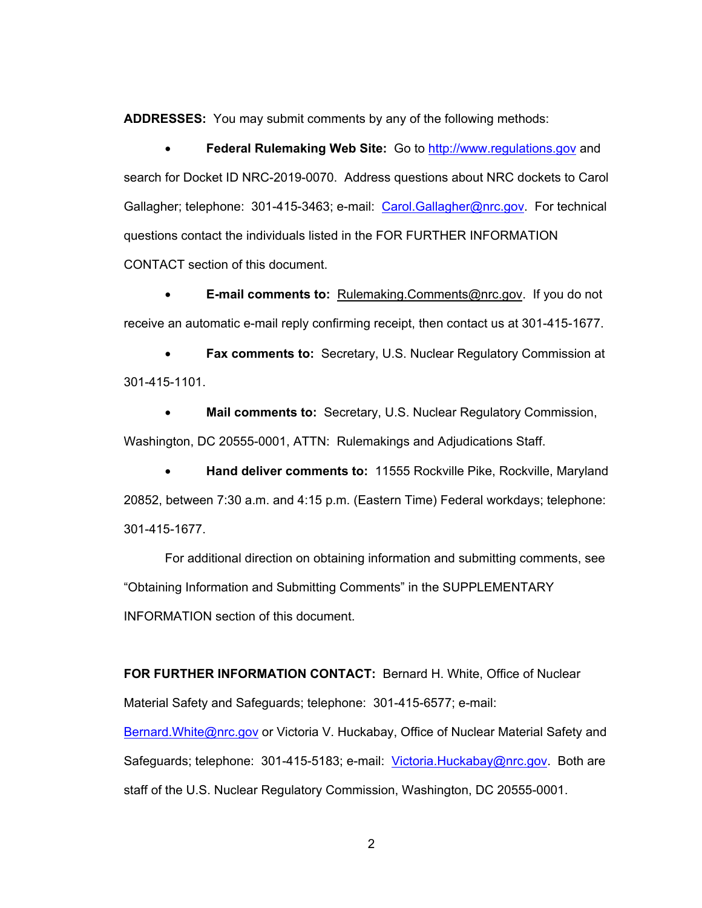**ADDRESSES:** You may submit comments by any of the following methods:

- **Federal Rulemaking Web Site:** Go to http://www.regulations.gov and search for Docket ID NRC-2019-0070. Address questions about NRC dockets to Carol Gallagher; telephone: 301-415-3463; e-mail: Carol.Gallagher@nrc.gov. For technical questions contact the individuals listed in the FOR FURTHER INFORMATION CONTACT section of this document.

- **E-mail comments to:** Rulemaking.Comments@nrc.gov. If you do not receive an automatic e-mail reply confirming receipt, then contact us at 301-415-1677.

- **Fax comments to:** Secretary, U.S. Nuclear Regulatory Commission at 301-415-1101.

- **Mail comments to:** Secretary, U.S. Nuclear Regulatory Commission, Washington, DC 20555-0001, ATTN: Rulemakings and Adjudications Staff.

- **Hand deliver comments to:** 11555 Rockville Pike, Rockville, Maryland 20852, between 7:30 a.m. and 4:15 p.m. (Eastern Time) Federal workdays; telephone: 301-415-1677.

For additional direction on obtaining information and submitting comments, see "Obtaining Information and Submitting Comments" in the SUPPLEMENTARY INFORMATION section of this document.

**FOR FURTHER INFORMATION CONTACT:** Bernard H. White, Office of Nuclear Material Safety and Safeguards; telephone: 301-415-6577; e-mail: Bernard.White@nrc.gov or Victoria V. Huckabay, Office of Nuclear Material Safety and Safeguards; telephone: 301-415-5183; e-mail: Victoria.Huckabay@nrc.gov. Both are staff of the U.S. Nuclear Regulatory Commission, Washington, DC 20555-0001.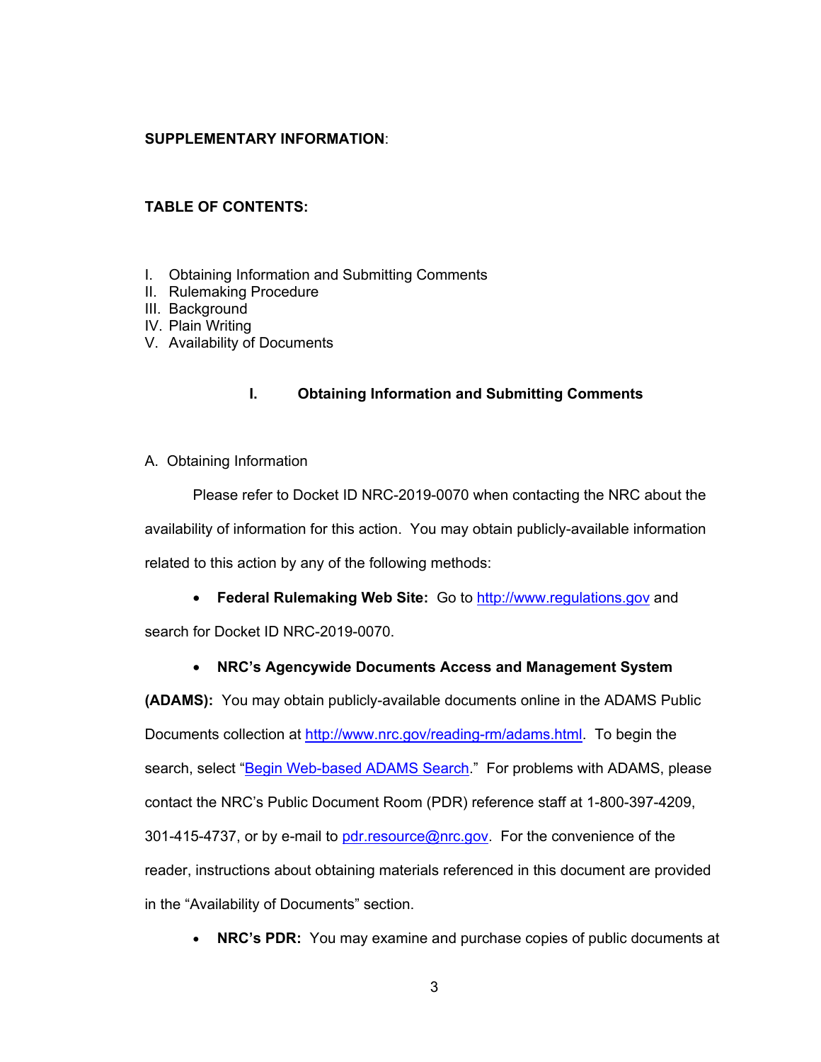**SUPPLEMENTARY INFORMATION**:

**TABLE OF CONTENTS:**

I. Obtaining Information and Submitting Comments
II. Rulemaking Procedure
III. Background
IV. Plain Writing
V. Availability of Documents

## I. Obtaining Information and Submitting Comments

A. Obtaining Information

Please refer to Docket ID NRC-2019-0070 when contacting the NRC about the availability of information for this action. You may obtain publicly-available information related to this action by any of the following methods:

- **Federal Rulemaking Web Site:** Go to http://www.regulations.gov and search for Docket ID NRC-2019-0070.

- **NRC's Agencywide Documents Access and Management System (ADAMS):** You may obtain publicly-available documents online in the ADAMS Public Documents collection at http://www.nrc.gov/reading-rm/adams.html. To begin the search, select "Begin Web-based ADAMS Search." For problems with ADAMS, please contact the NRC's Public Document Room (PDR) reference staff at 1-800-397-4209, 301-415-4737, or by e-mail to pdr.resource@nrc.gov. For the convenience of the reader, instructions about obtaining materials referenced in this document are provided in the "Availability of Documents" section.

- **NRC's PDR:** You may examine and purchase copies of public documents at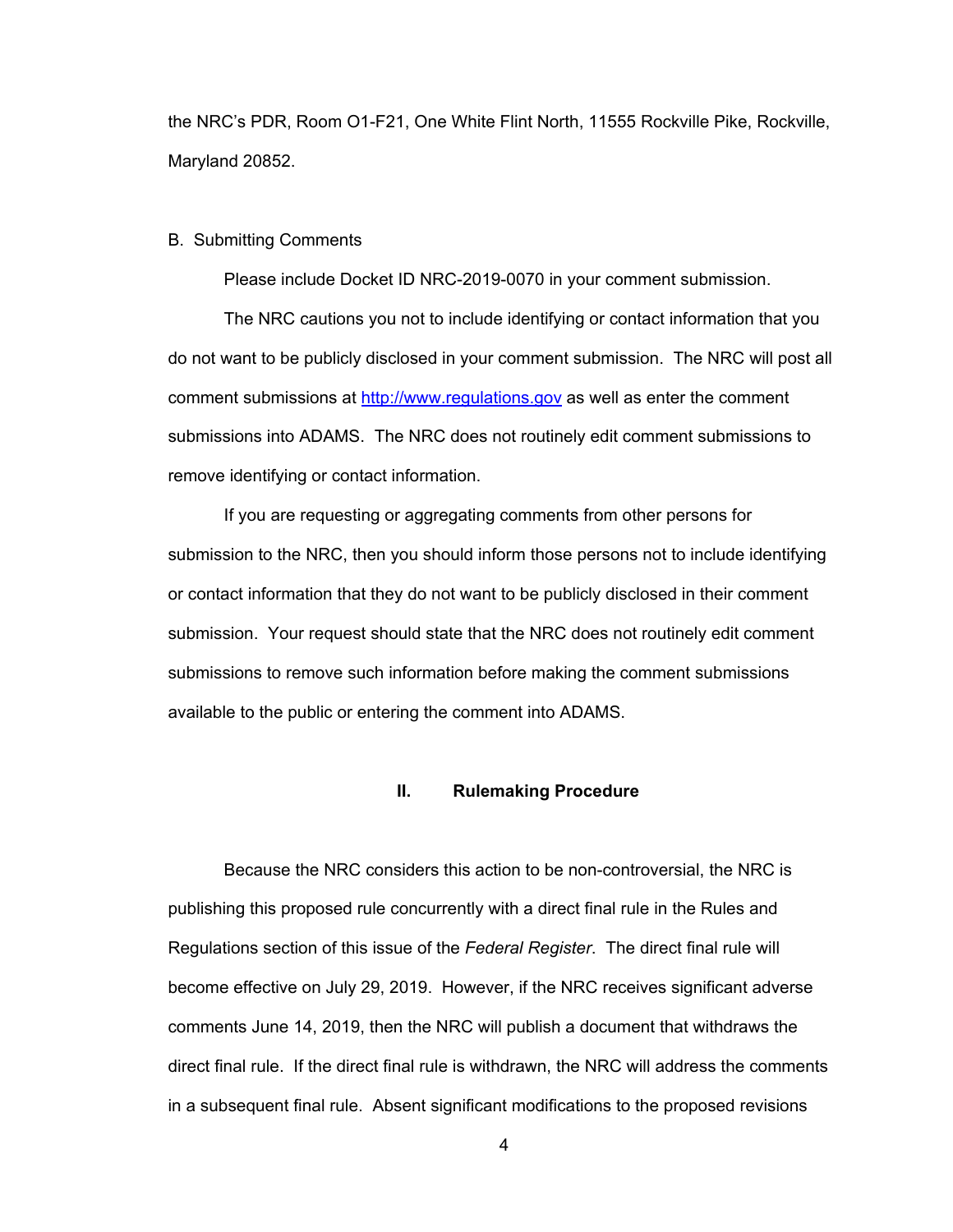the NRC's PDR, Room O1-F21, One White Flint North, 11555 Rockville Pike, Rockville, Maryland 20852.

B. Submitting Comments

Please include Docket ID NRC-2019-0070 in your comment submission.

The NRC cautions you not to include identifying or contact information that you do not want to be publicly disclosed in your comment submission. The NRC will post all comment submissions at http://www.regulations.gov as well as enter the comment submissions into ADAMS. The NRC does not routinely edit comment submissions to remove identifying or contact information.

If you are requesting or aggregating comments from other persons for submission to the NRC, then you should inform those persons not to include identifying or contact information that they do not want to be publicly disclosed in their comment submission. Your request should state that the NRC does not routinely edit comment submissions to remove such information before making the comment submissions available to the public or entering the comment into ADAMS.

## II. Rulemaking Procedure

Because the NRC considers this action to be non-controversial, the NRC is publishing this proposed rule concurrently with a direct final rule in the Rules and Regulations section of this issue of the *Federal Register*. The direct final rule will become effective on July 29, 2019. However, if the NRC receives significant adverse comments June 14, 2019, then the NRC will publish a document that withdraws the direct final rule. If the direct final rule is withdrawn, the NRC will address the comments in a subsequent final rule. Absent significant modifications to the proposed revisions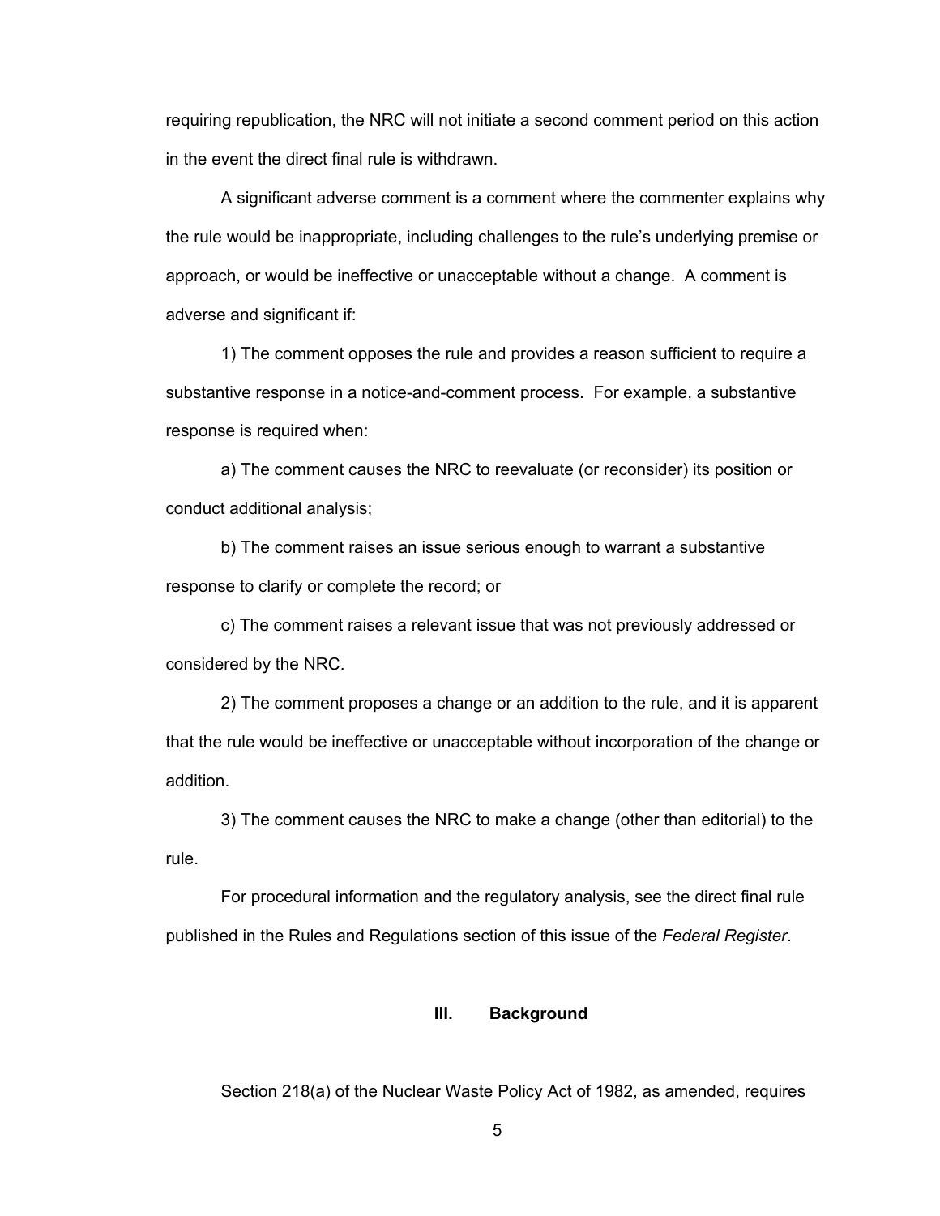requiring republication, the NRC will not initiate a second comment period on this action in the event the direct final rule is withdrawn.

A significant adverse comment is a comment where the commenter explains why the rule would be inappropriate, including challenges to the rule's underlying premise or approach, or would be ineffective or unacceptable without a change. A comment is adverse and significant if:

1) The comment opposes the rule and provides a reason sufficient to require a substantive response in a notice-and-comment process. For example, a substantive response is required when:

a) The comment causes the NRC to reevaluate (or reconsider) its position or conduct additional analysis;

b) The comment raises an issue serious enough to warrant a substantive response to clarify or complete the record; or

c) The comment raises a relevant issue that was not previously addressed or considered by the NRC.

2) The comment proposes a change or an addition to the rule, and it is apparent that the rule would be ineffective or unacceptable without incorporation of the change or addition.

3) The comment causes the NRC to make a change (other than editorial) to the rule.

For procedural information and the regulatory analysis, see the direct final rule published in the Rules and Regulations section of this issue of the *Federal Register*.

## III. Background

Section 218(a) of the Nuclear Waste Policy Act of 1982, as amended, requires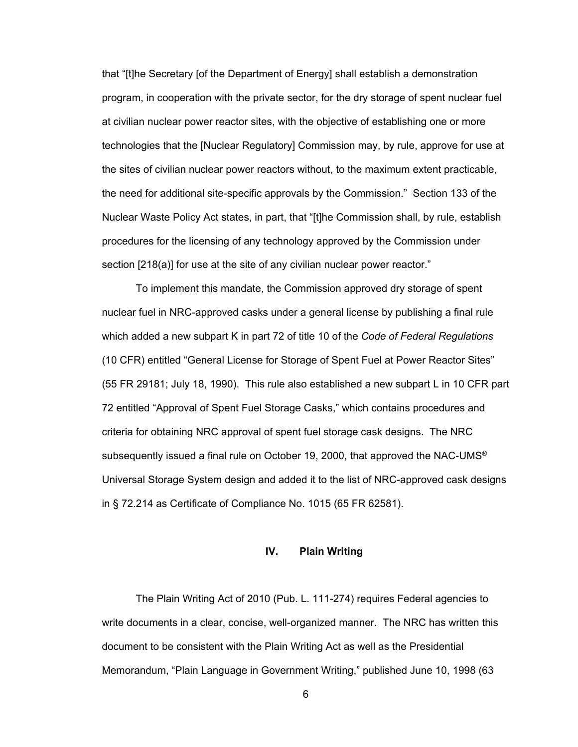that "[t]he Secretary [of the Department of Energy] shall establish a demonstration program, in cooperation with the private sector, for the dry storage of spent nuclear fuel at civilian nuclear power reactor sites, with the objective of establishing one or more technologies that the [Nuclear Regulatory] Commission may, by rule, approve for use at the sites of civilian nuclear power reactors without, to the maximum extent practicable, the need for additional site-specific approvals by the Commission." Section 133 of the Nuclear Waste Policy Act states, in part, that "[t]he Commission shall, by rule, establish procedures for the licensing of any technology approved by the Commission under section [218(a)] for use at the site of any civilian nuclear power reactor."

To implement this mandate, the Commission approved dry storage of spent nuclear fuel in NRC-approved casks under a general license by publishing a final rule which added a new subpart K in part 72 of title 10 of the *Code of Federal Regulations* (10 CFR) entitled "General License for Storage of Spent Fuel at Power Reactor Sites" (55 FR 29181; July 18, 1990). This rule also established a new subpart L in 10 CFR part 72 entitled "Approval of Spent Fuel Storage Casks," which contains procedures and criteria for obtaining NRC approval of spent fuel storage cask designs. The NRC subsequently issued a final rule on October 19, 2000, that approved the NAC-UMS® Universal Storage System design and added it to the list of NRC-approved cask designs in § 72.214 as Certificate of Compliance No. 1015 (65 FR 62581).

## IV. Plain Writing

The Plain Writing Act of 2010 (Pub. L. 111-274) requires Federal agencies to write documents in a clear, concise, well-organized manner. The NRC has written this document to be consistent with the Plain Writing Act as well as the Presidential Memorandum, "Plain Language in Government Writing," published June 10, 1998 (63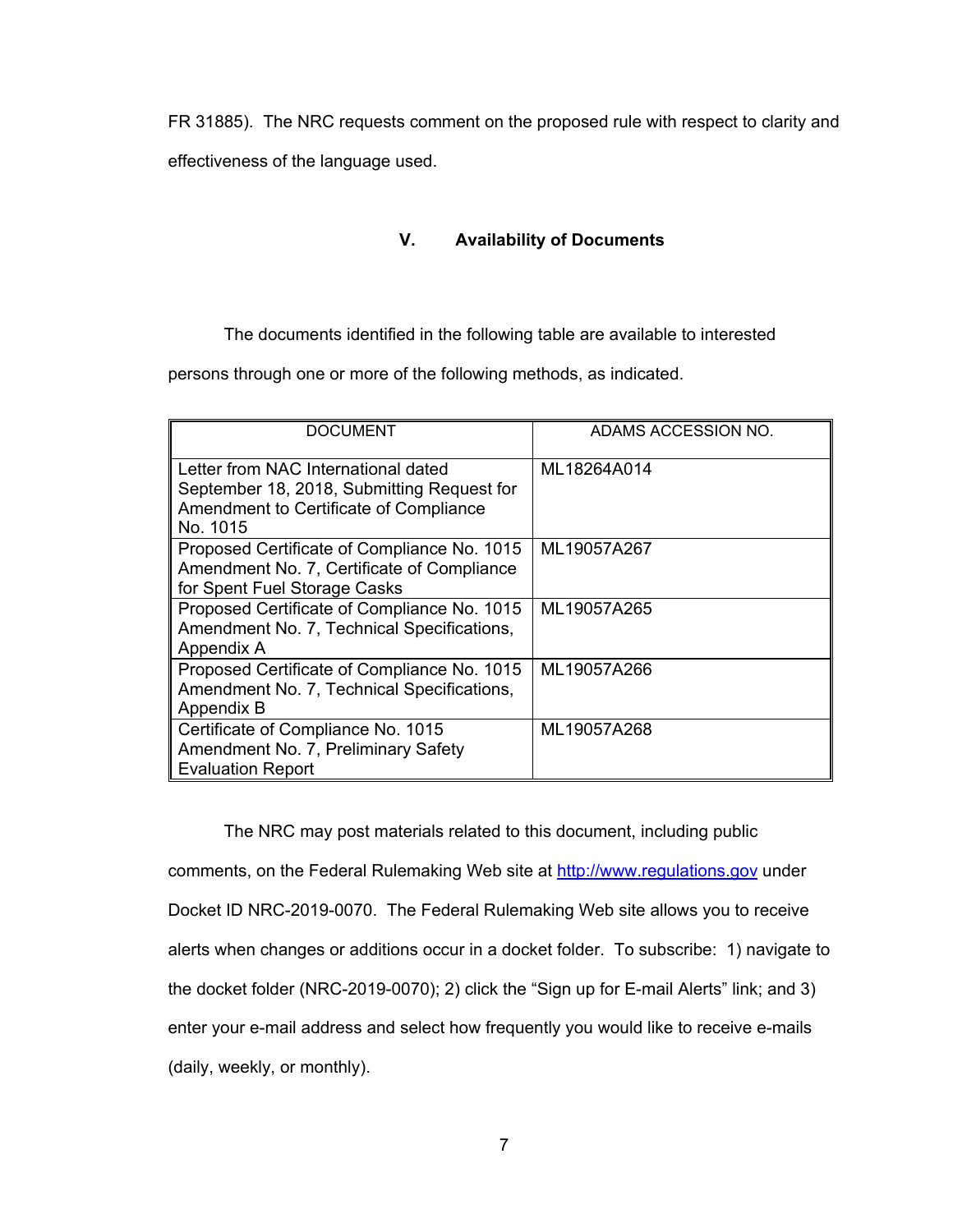FR 31885). The NRC requests comment on the proposed rule with respect to clarity and effectiveness of the language used.

## V. Availability of Documents

The documents identified in the following table are available to interested persons through one or more of the following methods, as indicated.

| DOCUMENT | ADAMS ACCESSION NO. |
|---|---|
| Letter from NAC International dated September 18, 2018, Submitting Request for Amendment to Certificate of Compliance No. 1015 | ML18264A014 |
| Proposed Certificate of Compliance No. 1015 Amendment No. 7, Certificate of Compliance for Spent Fuel Storage Casks | ML19057A267 |
| Proposed Certificate of Compliance No. 1015 Amendment No. 7, Technical Specifications, Appendix A | ML19057A265 |
| Proposed Certificate of Compliance No. 1015 Amendment No. 7, Technical Specifications, Appendix B | ML19057A266 |
| Certificate of Compliance No. 1015 Amendment No. 7, Preliminary Safety Evaluation Report | ML19057A268 |

The NRC may post materials related to this document, including public comments, on the Federal Rulemaking Web site at http://www.regulations.gov under Docket ID NRC-2019-0070. The Federal Rulemaking Web site allows you to receive alerts when changes or additions occur in a docket folder. To subscribe: 1) navigate to the docket folder (NRC-2019-0070); 2) click the "Sign up for E-mail Alerts" link; and 3) enter your e-mail address and select how frequently you would like to receive e-mails (daily, weekly, or monthly).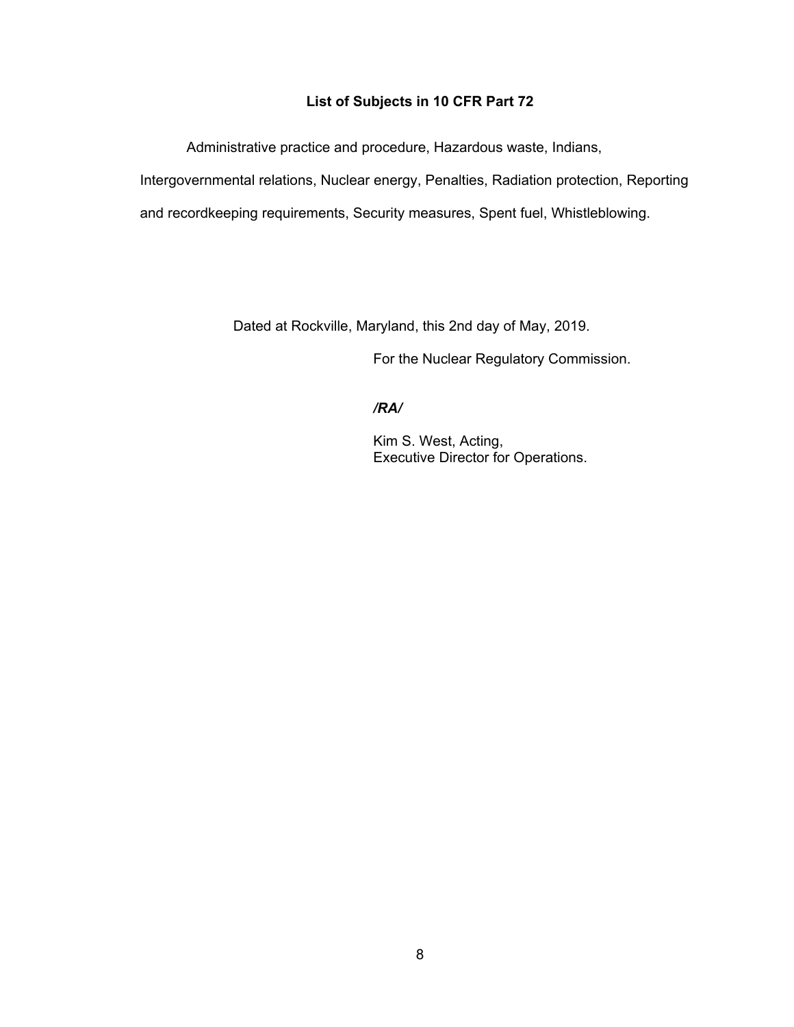**List of Subjects in 10 CFR Part 72**

Administrative practice and procedure, Hazardous waste, Indians, Intergovernmental relations, Nuclear energy, Penalties, Radiation protection, Reporting and recordkeeping requirements, Security measures, Spent fuel, Whistleblowing.

Dated at Rockville, Maryland, this 2nd day of May, 2019.

For the Nuclear Regulatory Commission.

***/RA/***

Kim S. West, Acting,
Executive Director for Operations.